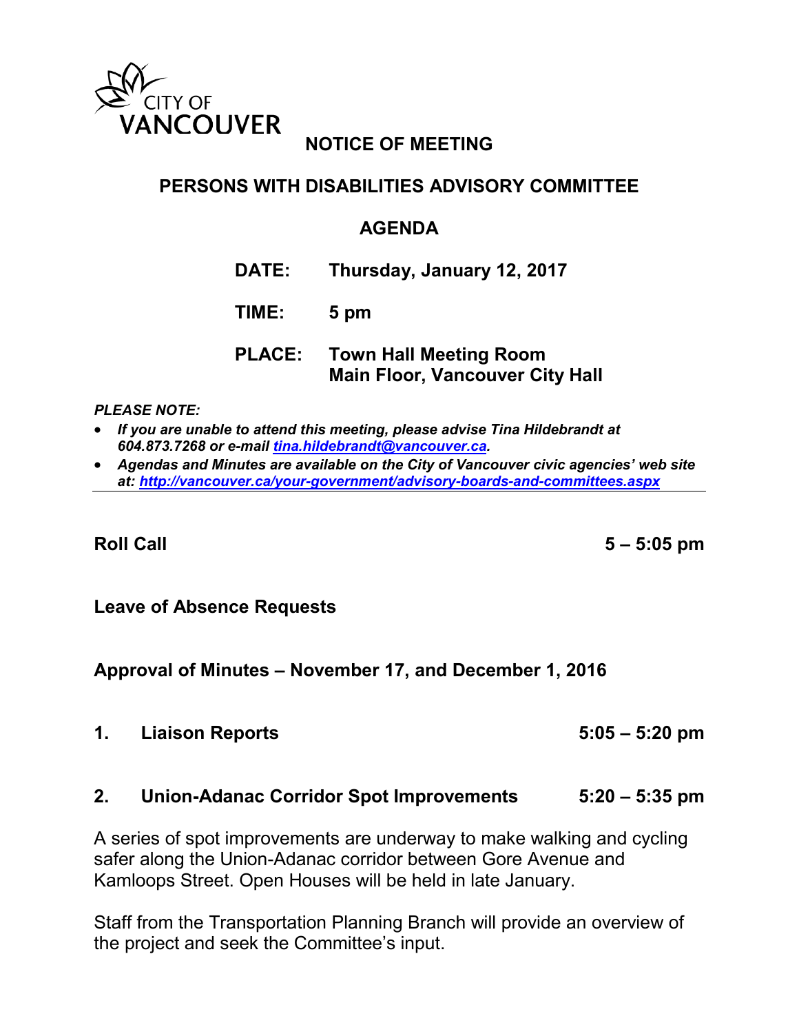CITY OF VANCOUVER

# NOTICE OF MEETING

## PERSONS WITH DISABILITIES ADVISORY COMMITTEE

## AGENDA

**DATE:** Thursday, January 12, 2017

**TIME:** 5 pm

**PLACE:** Town Hall Meeting Room
Main Floor, Vancouver City Hall

***PLEASE NOTE:***

- ***If you are unable to attend this meeting, please advise Tina Hildebrandt at 604.873.7268 or e-mail tina.hildebrandt@vancouver.ca.***
- ***Agendas and Minutes are available on the City of Vancouver civic agencies' web site at: http://vancouver.ca/your-government/advisory-boards-and-committees.aspx***

---

**Roll Call** 5 – 5:05 pm

**Leave of Absence Requests**

**Approval of Minutes – November 17, and December 1, 2016**

**1. Liaison Reports** 5:05 – 5:20 pm

**2. Union-Adanac Corridor Spot Improvements** 5:20 – 5:35 pm

A series of spot improvements are underway to make walking and cycling safer along the Union-Adanac corridor between Gore Avenue and Kamloops Street. Open Houses will be held in late January.

Staff from the Transportation Planning Branch will provide an overview of the project and seek the Committee's input.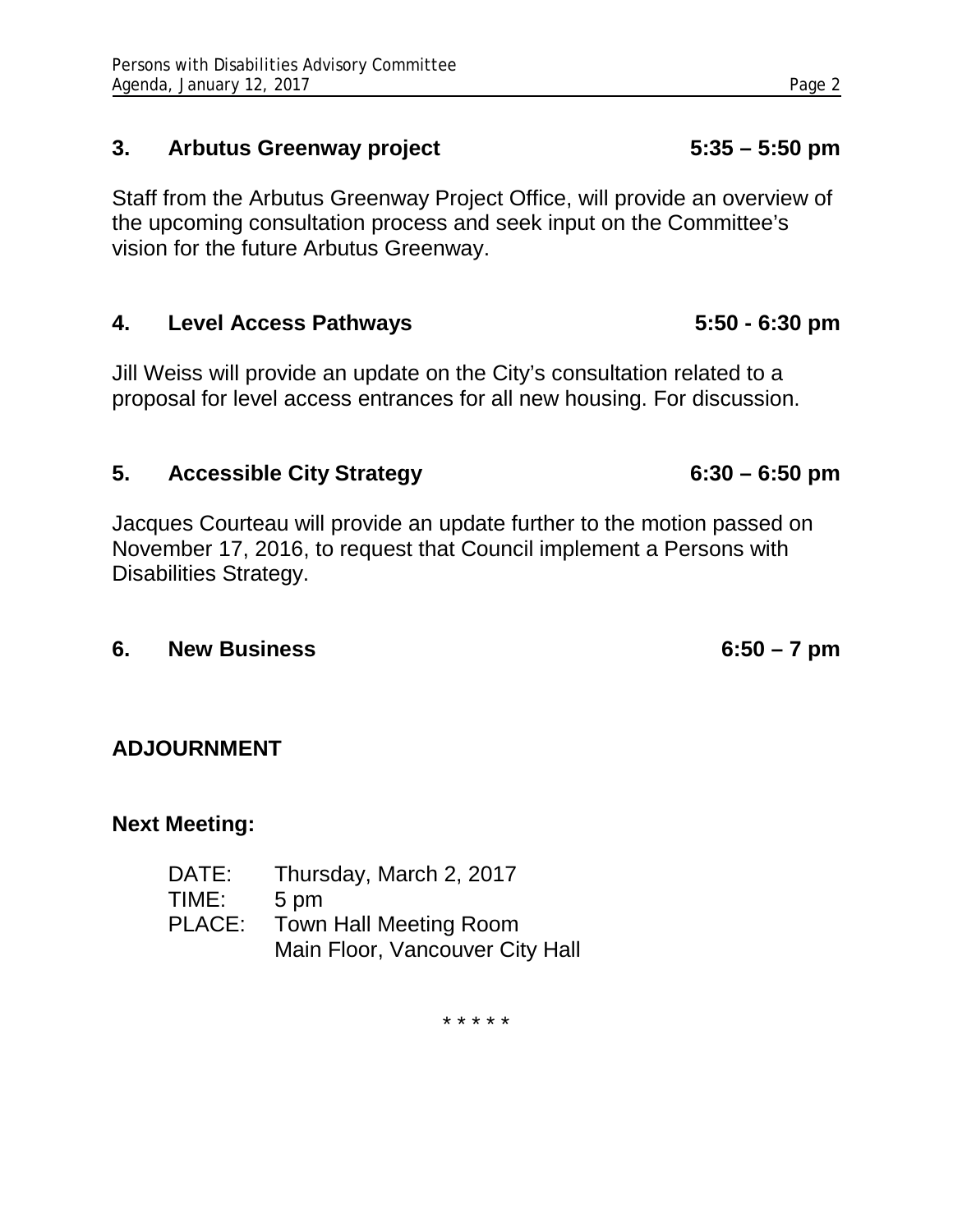## 3. Arbutus Greenway project 5:35 – 5:50 pm

Staff from the Arbutus Greenway Project Office, will provide an overview of the upcoming consultation process and seek input on the Committee's vision for the future Arbutus Greenway.

## 4. Level Access Pathways 5:50 - 6:30 pm

Jill Weiss will provide an update on the City's consultation related to a proposal for level access entrances for all new housing. For discussion.

## 5. Accessible City Strategy 6:30 – 6:50 pm

Jacques Courteau will provide an update further to the motion passed on November 17, 2016, to request that Council implement a Persons with Disabilities Strategy.

## 6. New Business 6:50 – 7 pm

## ADJOURNMENT

**Next Meeting:**

| | |
|---|---|
| DATE: | Thursday, March 2, 2017 |
| TIME: | 5 pm |
| PLACE: | Town Hall Meeting Room<br>Main Floor, Vancouver City Hall |

* * * * *